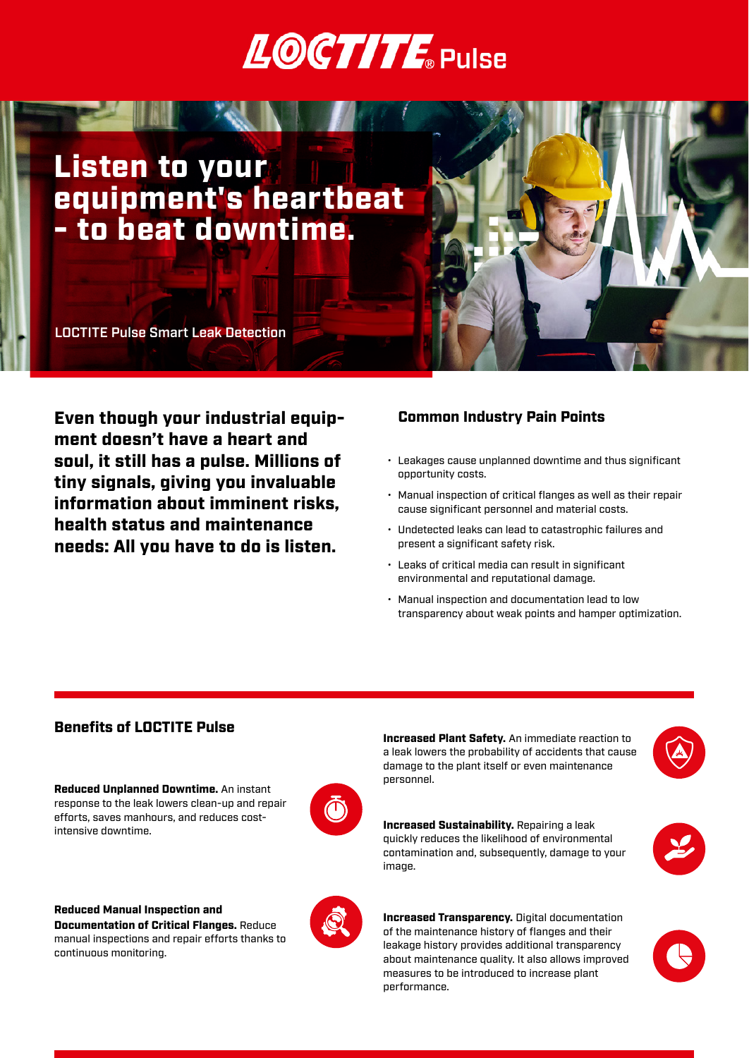# LOCTITE® Pulse

## Listen to your equipment's heartbeat - to beat downtime.

LOCTITE Pulse Smart Leak Detection

**Even though your industrial equipment doesn't have a heart and soul, it still has a pulse. Millions of tiny signals, giving you invaluable information about imminent risks, health status and maintenance needs: All you have to do is listen.**

### Common Industry Pain Points

- Leakages cause unplanned downtime and thus significant opportunity costs.
- Manual inspection of critical flanges as well as their repair cause significant personnel and material costs.
- Undetected leaks can lead to catastrophic failures and present a significant safety risk.
- Leaks of critical media can result in significant environmental and reputational damage.
- Manual inspection and documentation lead to low transparency about weak points and hamper optimization.

### Benefits of LOCTITE Pulse

**Reduced Unplanned Downtime.** An instant response to the leak lowers clean-up and repair efforts, saves manhours, and reduces cost-intensive downtime.

**Reduced Manual Inspection and Documentation of Critical Flanges.** Reduce manual inspections and repair efforts thanks to continuous monitoring.

**Increased Plant Safety.** An immediate reaction to a leak lowers the probability of accidents that cause damage to the plant itself or even maintenance personnel.

**Increased Sustainability.** Repairing a leak quickly reduces the likelihood of environmental contamination and, subsequently, damage to your image.

**Increased Transparency.** Digital documentation of the maintenance history of flanges and their leakage history provides additional transparency about maintenance quality. It also allows improved measures to be introduced to increase plant performance.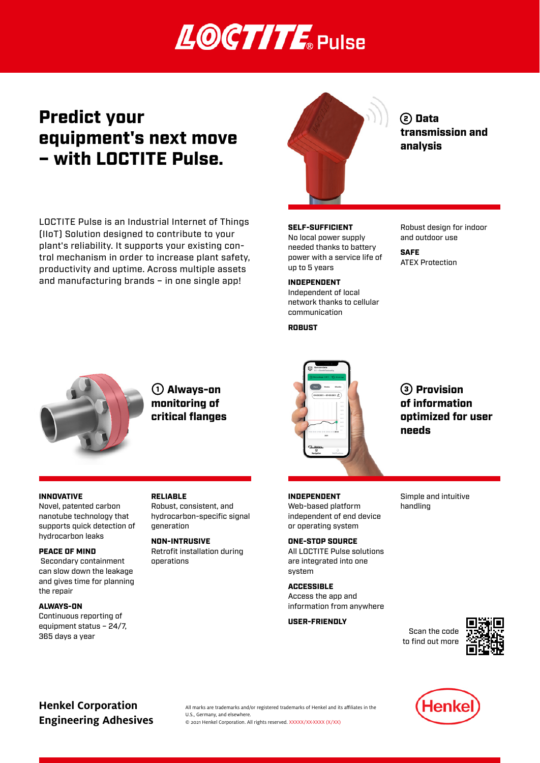# LOCTITE® Pulse

## Predict your equipment's next move – with LOCTITE Pulse.

LOCTITE Pulse is an Industrial Internet of Things (IIoT) Solution designed to contribute to your plant's reliability. It supports your existing control mechanism in order to increase plant safety, productivity and uptime. Across multiple assets and manufacturing brands – in one single app!

### ② Data transmission and analysis

**SELF-SUFFICIENT**
No local power supply needed thanks to battery power with a service life of up to 5 years

**INDEPENDENT**
Independent of local network thanks to cellular communication

**ROBUST**
Robust design for indoor and outdoor use

**SAFE**
ATEX Protection

### ① Always-on monitoring of critical flanges

**INNOVATIVE**
Novel, patented carbon nanotube technology that supports quick detection of hydrocarbon leaks

**PEACE OF MIND**
Secondary containment can slow down the leakage and gives time for planning the repair

**ALWAYS-ON**
Continuous reporting of equipment status – 24/7, 365 days a year

**RELIABLE**
Robust, consistent, and hydrocarbon-specific signal generation

**NON-INTRUSIVE**
Retrofit installation during operations

### ③ Provision of information optimized for user needs

**INDEPENDENT**
Web-based platform independent of end device or operating system

**ONE-STOP SOURCE**
All LOCTITE Pulse solutions are integrated into one system

**ACCESSIBLE**
Access the app and information from anywhere

**USER-FRIENDLY**
Simple and intuitive handling

Scan the code to find out more

**Henkel Corporation**
**Engineering Adhesives**

All marks are trademarks and/or registered trademarks of Henkel and its affiliates in the U.S., Germany, and elsewhere.
© 2021 Henkel Corporation. All rights reserved. XXXXX/XX-XXXX (X/XX)

Henkel